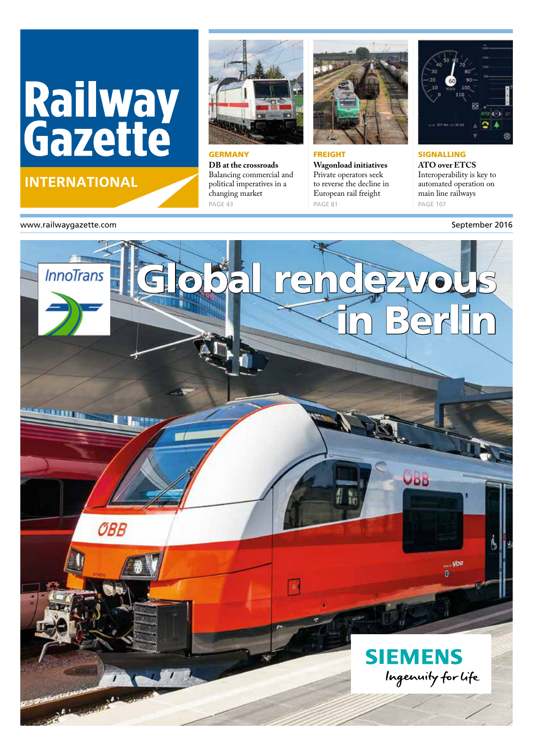# Railway Gazette

## INTERNATIONAL

**GERMANY**

**DB at the crossroads**

Balancing commercial and political imperatives in a changing market

PAGE 43

**FREIGHT**

**Wagonload initiatives**

Private operators seek to reverse the decline in European rail freight

PAGE 81

**SIGNALLING**

**ATO over ETCS**

Interoperability is key to automated operation on main line railways

PAGE 107

www.railwaygazette.com

September 2016

InnoTrans

# Global rendezvous in Berlin

SIEMENS

Ingenuity for life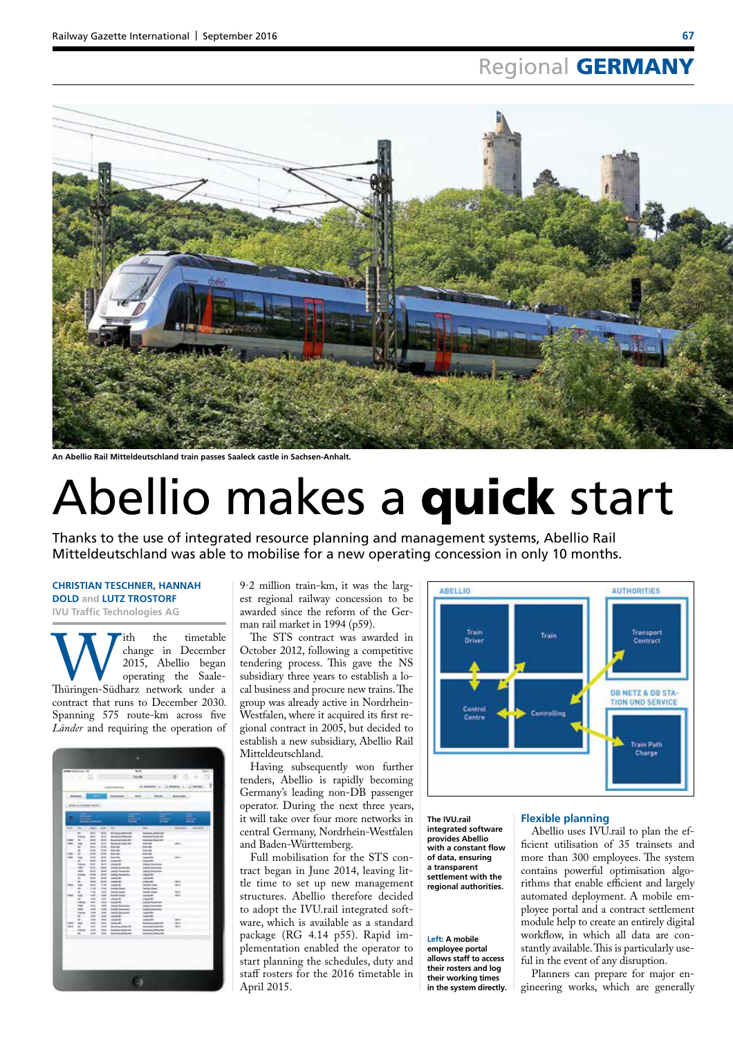Regional **GERMANY**

An Abellio Rail Mitteldeutschland train passes Saaleck castle in Sachsen-Anhalt.

# Abellio makes a **quick** start

Thanks to the use of integrated resource planning and management systems, Abellio Rail Mitteldeutschland was able to mobilise for a new operating concession in only 10 months.

**CHRISTIAN TESCHNER, HANNAH DOLD and LUTZ TROSTORF**
IVU Traffic Technologies AG

With the timetable change in December 2015, Abellio began operating the Saale-Thüringen-Südharz network under a contract that runs to December 2030. Spanning 575 route-km across five *Länder* and requiring the operation of 9·2 million train-km, it was the largest regional railway concession to be awarded since the reform of the German rail market in 1994 (p59).

The STS contract was awarded in October 2012, following a competitive tendering process. This gave the NS subsidiary three years to establish a local business and procure new trains. The group was already active in Nordrhein-Westfalen, where it acquired its first regional contract in 2005, but decided to establish a new subsidiary, Abellio Rail Mitteldeutschland.

Having subsequently won further tenders, Abellio is rapidly becoming Germany's leading non-DB passenger operator. During the next three years, it will take over four more networks in central Germany, Nordrhein-Westfalen and Baden-Württemberg.

Full mobilisation for the STS contract began in June 2014, leaving little time to set up new management structures. Abellio therefore decided to adopt the IVU.rail integrated software, which is available as a standard package (RG 4.14 p55). Rapid implementation enabled the operator to start planning the schedules, duty and staff rosters for the 2016 timetable in April 2015.

**Left:** A mobile employee portal allows staff to access their rosters and log their working times in the system directly.

ABELLIO — Train Driver; Train; Control Centre; Controlling
AUTHORITIES — Transport Contract
DB NETZ & DB STATION UND SERVICE — Train Path Charge

The IVU.rail integrated software provides Abellio with a constant flow of data, ensuring a transparent settlement with the regional authorities.

## Flexible planning

Abellio uses IVU.rail to plan the efficient utilisation of 35 trainsets and more than 300 employees. The system contains powerful optimisation algorithms that enable efficient and largely automated deployment. A mobile employee portal and a contract settlement module help to create an entirely digital workflow, in which all data are constantly available. This is particularly useful in the event of any disruption.

Planners can prepare for major engineering works, which are generally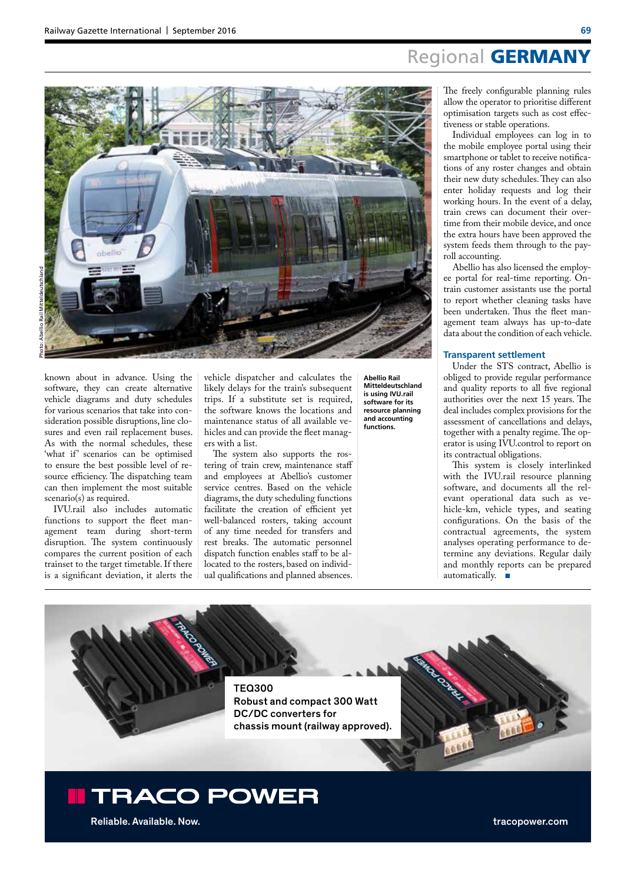known about in advance. Using the software, they can create alternative vehicle diagrams and duty schedules for various scenarios that take into consideration possible disruptions, line closures and even rail replacement buses. As with the normal schedules, these 'what if' scenarios can be optimised to ensure the best possible level of resource efficiency. The dispatching team can then implement the most suitable scenario(s) as required.

IVU.rail also includes automatic functions to support the fleet management team during short-term disruption. The system continuously compares the current position of each trainset to the target timetable. If there is a significant deviation, it alerts the vehicle dispatcher and calculates the likely delays for the train's subsequent trips. If a substitute set is required, the software knows the locations and maintenance status of all available vehicles and can provide the fleet managers with a list.

The system also supports the rostering of train crew, maintenance staff and employees at Abellio's customer service centres. Based on the vehicle diagrams, the duty scheduling functions facilitate the creation of efficient yet well-balanced rosters, taking account of any time needed for transfers and rest breaks. The automatic personnel dispatch function enables staff to be allocated to the rosters, based on individual qualifications and planned absences.

**Abellio Rail Mitteldeutschland is using IVU.rail software for its resource planning and accounting functions.**

The freely configurable planning rules allow the operator to prioritise different optimisation targets such as cost effectiveness or stable operations.

Individual employees can log in to the mobile employee portal using their smartphone or tablet to receive notifications of any roster changes and obtain their new duty schedules. They can also enter holiday requests and log their working hours. In the event of a delay, train crews can document their overtime from their mobile device, and once the extra hours have been approved the system feeds them through to the payroll accounting.

Abellio has also licensed the employee portal for real-time reporting. On-train customer assistants use the portal to report whether cleaning tasks have been undertaken. Thus the fleet management team always has up-to-date data about the condition of each vehicle.

## Transparent settlement

Under the STS contract, Abellio is obliged to provide regular performance and quality reports to all five regional authorities over the next 15 years. The deal includes complex provisions for the assessment of cancellations and delays, together with a penalty regime. The operator is using IVU.control to report on its contractual obligations.

This system is closely interlinked with the IVU.rail resource planning software, and documents all the relevant operational data such as vehicle-km, vehicle types, and seating configurations. On the basis of the contractual agreements, the system analyses operating performance to determine any deviations. Regular daily and monthly reports can be prepared automatically. ■